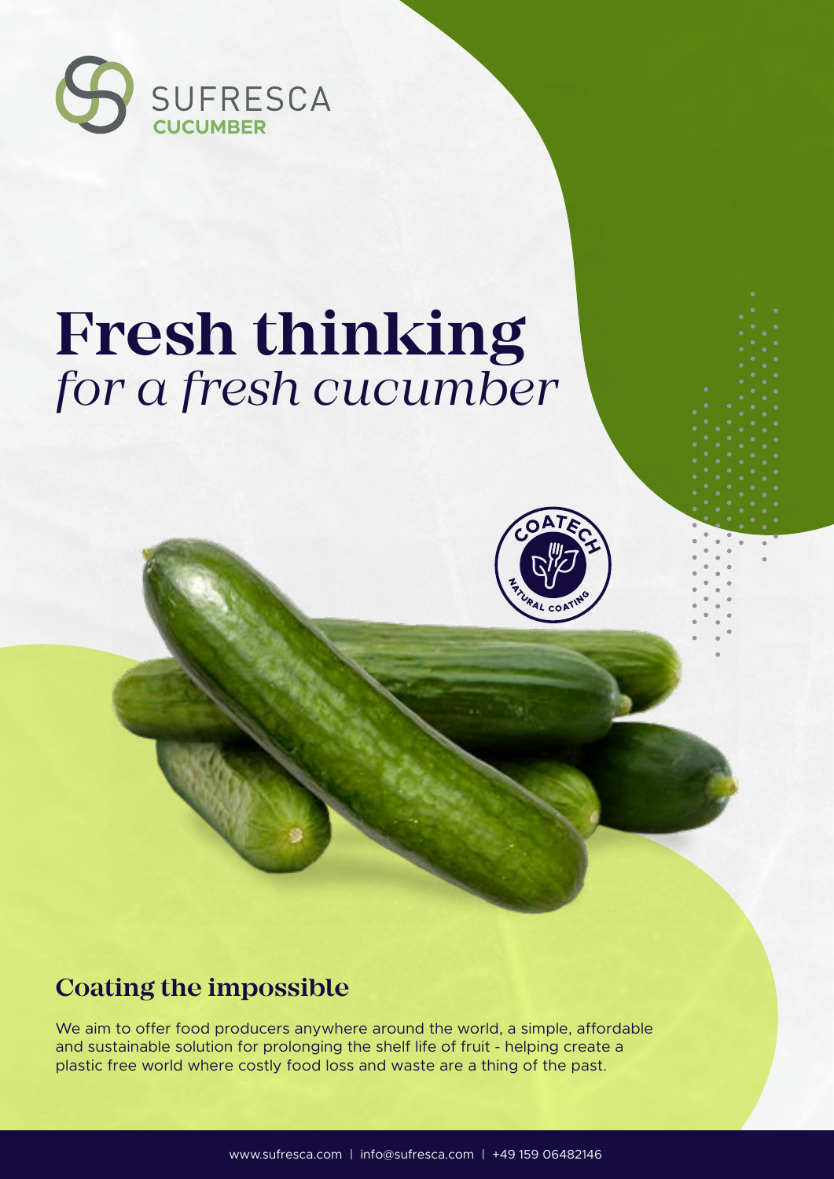SUFRESCA

**CUCUMBER**

# Fresh thinking *for a fresh cucumber*

COATECH NATURAL COATING

## Coating the impossible

We aim to offer food producers anywhere around the world, a simple, affordable and sustainable solution for prolonging the shelf life of fruit - helping create a plastic free world where costly food loss and waste are a thing of the past.

www.sufresca.com | info@sufresca.com | +49 159 06482146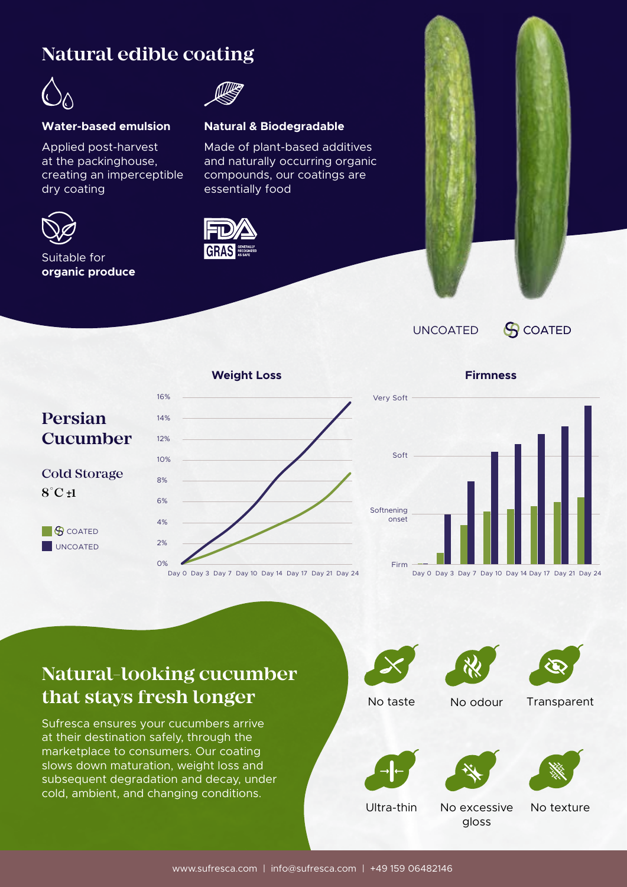# Natural edible coating

**Water-based emulsion**

Applied post-harvest at the packinghouse, creating an imperceptible dry coating

**Natural & Biodegradable**

Made of plant-based additives and naturally occurring organic compounds, our coatings are essentially food

Suitable for **organic produce**

FDA GRAS GENERALLY RECOGNIZED AS SAFE

UNCOATED COATED

## Persian Cucumber

Cold Storage

8°C ±1

COATED

UNCOATED

**Weight Loss**

16% 14% 12% 10% 8% 6% 4% 2% 0%

Day 0 Day 3 Day 7 Day 10 Day 14 Day 17 Day 21 Day 24

**Firmness**

Very Soft

Soft

Softening onset

Firm

Day 0 Day 3 Day 7 Day 10 Day 14 Day 17 Day 21 Day 24

## Natural-looking cucumber that stays fresh longer

Sufresca ensures your cucumbers arrive at their destination safely, through the marketplace to consumers. Our coating slows down maturation, weight loss and subsequent degradation and decay, under cold, ambient, and changing conditions.

- No taste
- No odour
- Transparent
- Ultra-thin
- No excessive gloss
- No texture

www.sufresca.com | info@sufresca.com | +49 159 06482146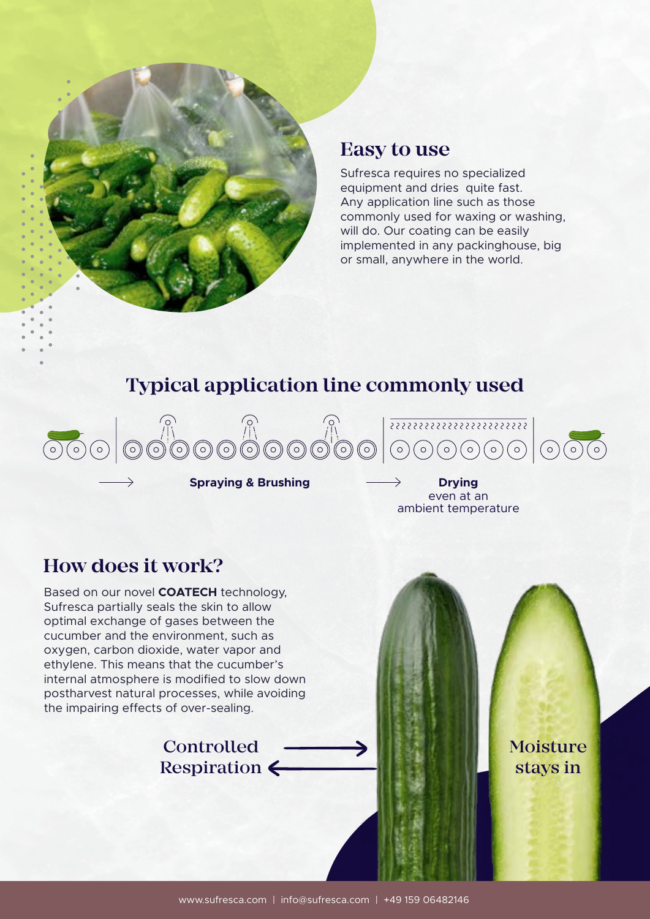## Easy to use

Sufresca requires no specialized equipment and dries  quite fast. Any application line such as those commonly used for waxing or washing, will do. Our coating can be easily implemented in any packinghouse, big or small, anywhere in the world.

## Typical application line commonly used

**Spraying & Brushing**

**Drying**
even at an ambient temperature

## How does it work?

Based on our novel **COATECH** technology, Sufresca partially seals the skin to allow optimal exchange of gases between the cucumber and the environment, such as oxygen, carbon dioxide, water vapor and ethylene. This means that the cucumber's internal atmosphere is modified to slow down postharvest natural processes, while avoiding the impairing effects of over-sealing.

Controlled Respiration

Moisture stays in

www.sufresca.com | info@sufresca.com | +49 159 06482146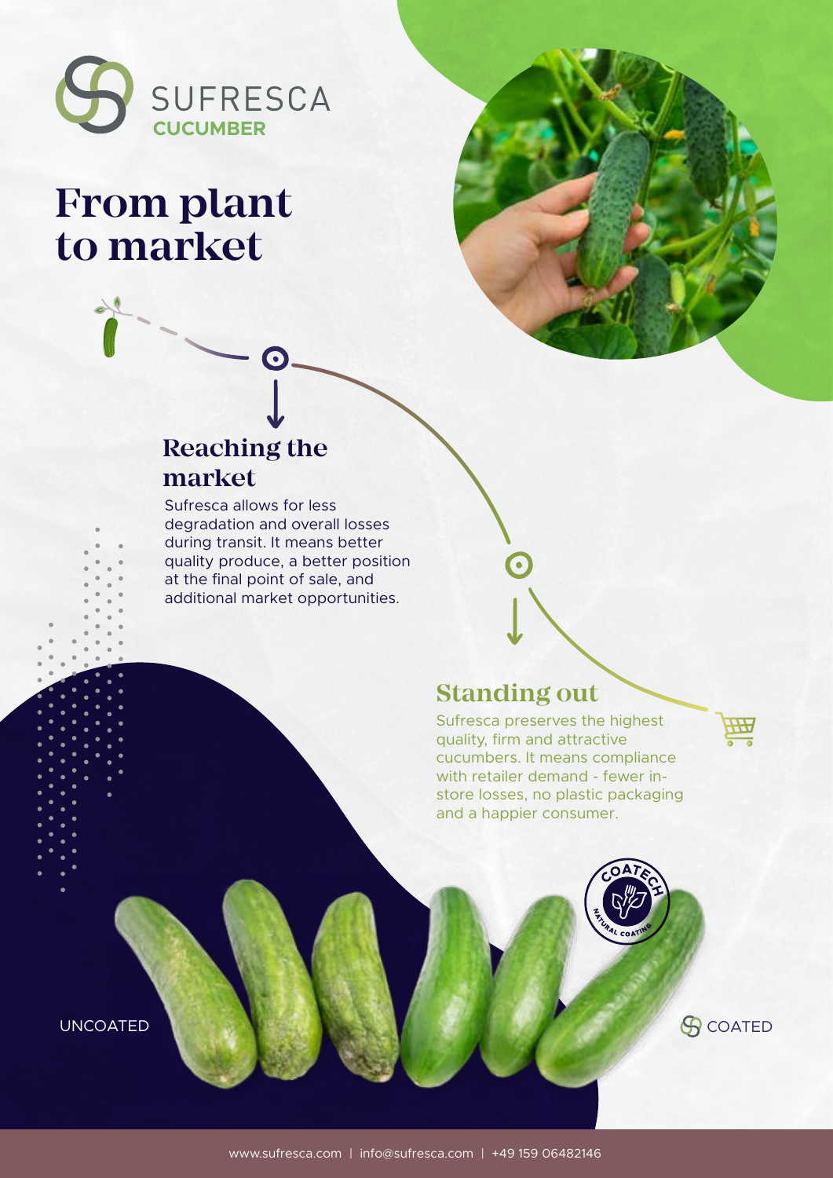SUFRESCA

CUCUMBER

# From plant to market

## Reaching the market

Sufresca allows for less degradation and overall losses during transit. It means better quality produce, a better position at the final point of sale, and additional market opportunities.

## Standing out

Sufresca preserves the highest quality, firm and attractive cucumbers. It means compliance with retailer demand - fewer in-store losses, no plastic packaging and a happier consumer.

COATECH NATURAL COATING

UNCOATED

COATED

www.sufresca.com | info@sufresca.com | +49 159 06482146